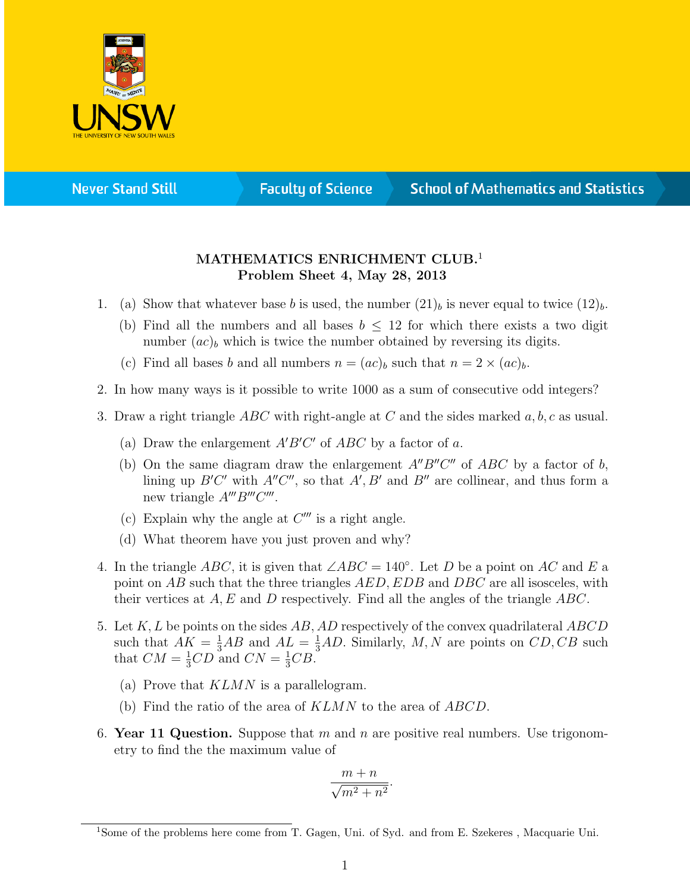**MATHEMATICS ENRICHMENT CLUB.**[1]
**Problem Sheet 4, May 28, 2013**

1. (a) Show that whatever base $b$ is used, the number $(21)_b$ is never equal to twice $(12)_b$.

   (b) Find all the numbers and all bases $b \leq 12$ for which there exists a two digit number $(ac)_b$ which is twice the number obtained by reversing its digits.

   (c) Find all bases $b$ and all numbers $n = (ac)_b$ such that $n = 2 \times (ac)_b$.

2. In how many ways is it possible to write 1000 as a sum of consecutive odd integers?

3. Draw a right triangle $ABC$ with right-angle at $C$ and the sides marked $a, b, c$ as usual.

   (a) Draw the enlargement $A'B'C'$ of $ABC$ by a factor of $a$.

   (b) On the same diagram draw the enlargement $A''B''C''$ of $ABC$ by a factor of $b$, lining up $B'C'$ with $A''C''$, so that $A', B'$ and $B''$ are collinear, and thus form a new triangle $A'''B'''C'''$.

   (c) Explain why the angle at $C'''$ is a right angle.

   (d) What theorem have you just proven and why?

4. In the triangle $ABC$, it is given that $\angle ABC = 140°$. Let $D$ be a point on $AC$ and $E$ a point on $AB$ such that the three triangles $AED$, $EDB$ and $DBC$ are all isosceles, with their vertices at $A, E$ and $D$ respectively. Find all the angles of the triangle $ABC$.

5. Let $K, L$ be points on the sides $AB, AD$ respectively of the convex quadrilateral $ABCD$ such that $AK = \frac{1}{3}AB$ and $AL = \frac{1}{3}AD$. Similarly, $M, N$ are points on $CD, CB$ such that $CM = \frac{1}{3}CD$ and $CN = \frac{1}{3}CB$.

   (a) Prove that $KLMN$ is a parallelogram.

   (b) Find the ratio of the area of $KLMN$ to the area of $ABCD$.

6. **Year 11 Question.** Suppose that $m$ and $n$ are positive real numbers. Use trigonometry to find the the maximum value of

$$\frac{m+n}{\sqrt{m^2+n^2}}.$$

[1] Some of the problems here come from T. Gagen, Uni. of Syd. and from E. Szekeres , Macquarie Uni.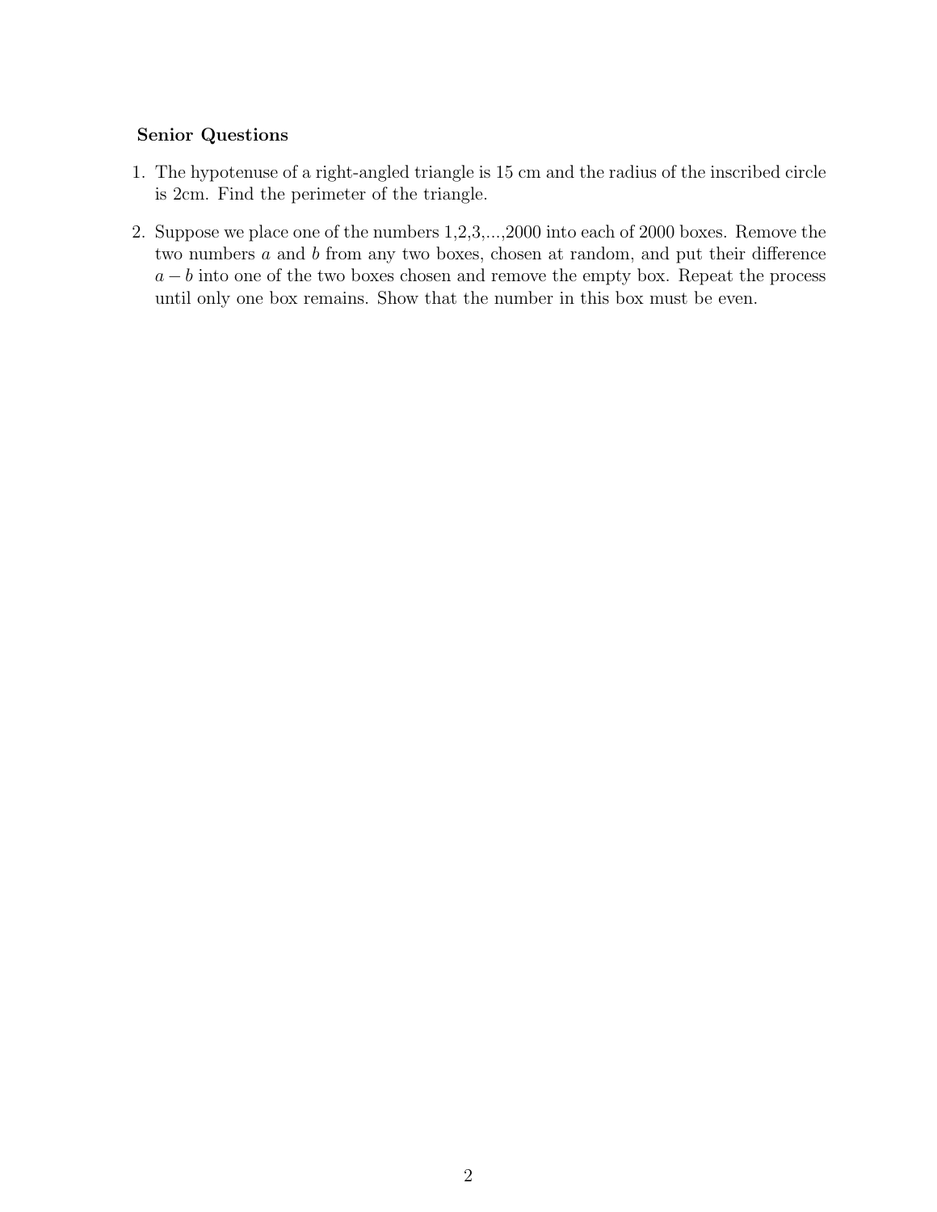**Senior Questions**

1. The hypotenuse of a right-angled triangle is 15 cm and the radius of the inscribed circle is 2cm. Find the perimeter of the triangle.

2. Suppose we place one of the numbers 1,2,3,...,2000 into each of 2000 boxes. Remove the two numbers $a$ and $b$ from any two boxes, chosen at random, and put their difference $a - b$ into one of the two boxes chosen and remove the empty box. Repeat the process until only one box remains. Show that the number in this box must be even.